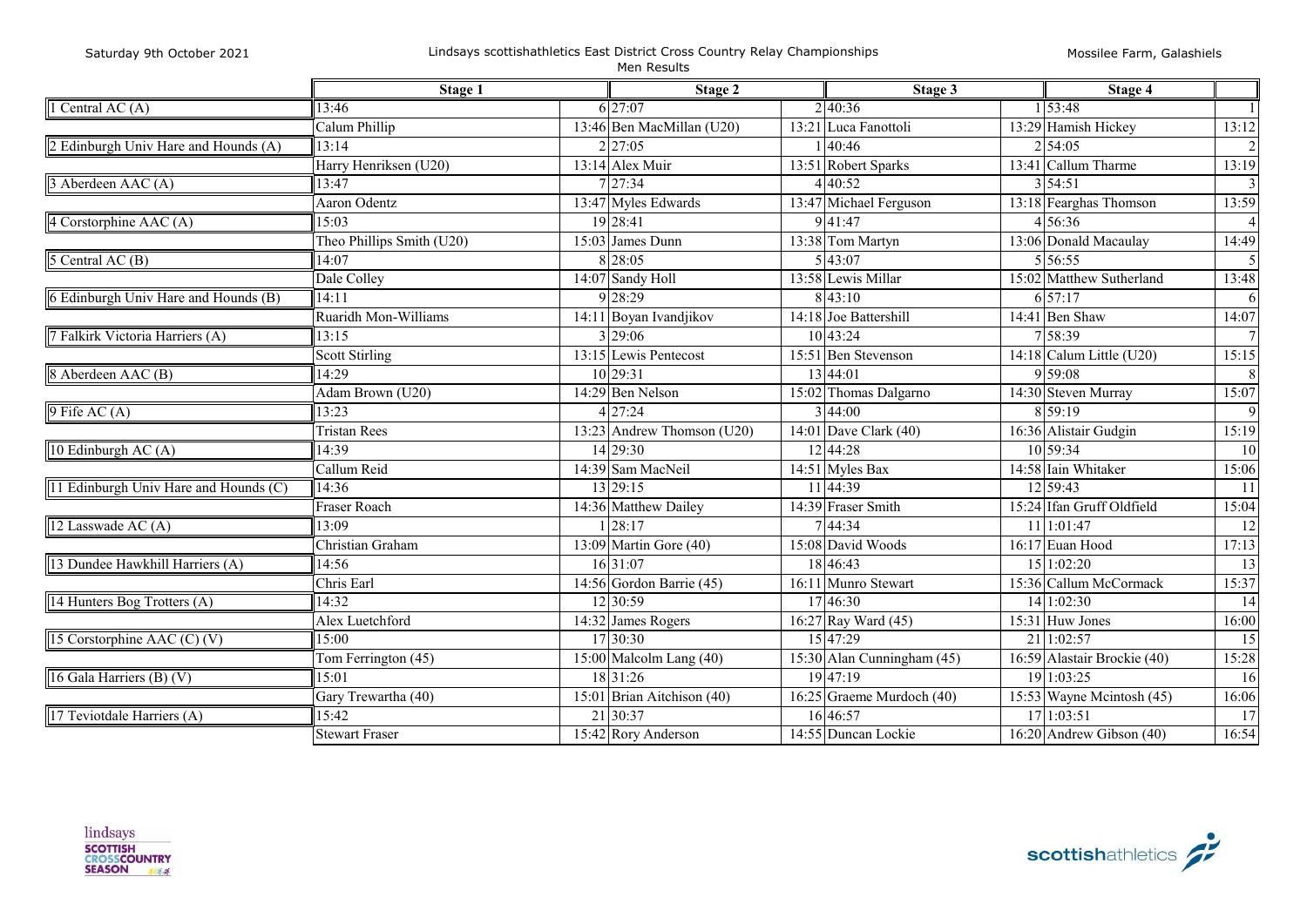Saturday 9th October 2021

Lindsays scottishathletics East District Cross Country Relay Championships

Men Results

Mossilee Farm, Galashiels

| Team | Stage 1 | | Stage 2 | | Stage 3 | | Stage 4 | |
|---|---|---|---|---|---|---|---|---|
| 1 Central AC (A) | 13:46 | 6 | 27:07 | 2 | 40:36 | 1 | 53:48 | 1 |
| | Calum Phillip | 13:46 | Ben MacMillan (U20) | 13:21 | Luca Fanottoli | 13:29 | Hamish Hickey | 13:12 |
| 2 Edinburgh Univ Hare and Hounds (A) | 13:14 | 2 | 27:05 | 1 | 40:46 | 2 | 54:05 | 2 |
| | Harry Henriksen (U20) | 13:14 | Alex Muir | 13:51 | Robert Sparks | 13:41 | Callum Tharme | 13:19 |
| 3 Aberdeen AAC (A) | 13:47 | 7 | 27:34 | 4 | 40:52 | 3 | 54:51 | 3 |
| | Aaron Odentz | 13:47 | Myles Edwards | 13:47 | Michael Ferguson | 13:18 | Fearghas Thomson | 13:59 |
| 4 Corstorphine AAC (A) | 15:03 | 19 | 28:41 | 9 | 41:47 | 4 | 56:36 | 4 |
| | Theo Phillips Smith (U20) | 15:03 | James Dunn | 13:38 | Tom Martyn | 13:06 | Donald Macaulay | 14:49 |
| 5 Central AC (B) | 14:07 | 8 | 28:05 | 5 | 43:07 | 5 | 56:55 | 5 |
| | Dale Colley | 14:07 | Sandy Holl | 13:58 | Lewis Millar | 15:02 | Matthew Sutherland | 13:48 |
| 6 Edinburgh Univ Hare and Hounds (B) | 14:11 | 9 | 28:29 | 8 | 43:10 | 6 | 57:17 | 6 |
| | Ruaridh Mon-Williams | 14:11 | Boyan Ivandjikov | 14:18 | Joe Battershill | 14:41 | Ben Shaw | 14:07 |
| 7 Falkirk Victoria Harriers (A) | 13:15 | 3 | 29:06 | 10 | 43:24 | 7 | 58:39 | 7 |
| | Scott Stirling | 13:15 | Lewis Pentecost | 15:51 | Ben Stevenson | 14:18 | Calum Little (U20) | 15:15 |
| 8 Aberdeen AAC (B) | 14:29 | 10 | 29:31 | 13 | 44:01 | 9 | 59:08 | 8 |
| | Adam Brown (U20) | 14:29 | Ben Nelson | 15:02 | Thomas Dalgarno | 14:30 | Steven Murray | 15:07 |
| 9 Fife AC (A) | 13:23 | 4 | 27:24 | 3 | 44:00 | 8 | 59:19 | 9 |
| | Tristan Rees | 13:23 | Andrew Thomson (U20) | 14:01 | Dave Clark (40) | 16:36 | Alistair Gudgin | 15:19 |
| 10 Edinburgh AC (A) | 14:39 | 14 | 29:30 | 12 | 44:28 | 10 | 59:34 | 10 |
| | Callum Reid | 14:39 | Sam MacNeil | 14:51 | Myles Bax | 14:58 | Iain Whitaker | 15:06 |
| 11 Edinburgh Univ Hare and Hounds (C) | 14:36 | 13 | 29:15 | 11 | 44:39 | 12 | 59:43 | 11 |
| | Fraser Roach | 14:36 | Matthew Dailey | 14:39 | Fraser Smith | 15:24 | Ifan Gruff Oldfield | 15:04 |
| 12 Lasswade AC (A) | 13:09 | 1 | 28:17 | 7 | 44:34 | 11 | 1:01:47 | 12 |
| | Christian Graham | 13:09 | Martin Gore (40) | 15:08 | David Woods | 16:17 | Euan Hood | 17:13 |
| 13 Dundee Hawkhill Harriers (A) | 14:56 | 16 | 31:07 | 18 | 46:43 | 15 | 1:02:20 | 13 |
| | Chris Earl | 14:56 | Gordon Barrie (45) | 16:11 | Munro Stewart | 15:36 | Callum McCormack | 15:37 |
| 14 Hunters Bog Trotters (A) | 14:32 | 12 | 30:59 | 17 | 46:30 | 14 | 1:02:30 | 14 |
| | Alex Luetchford | 14:32 | James Rogers | 16:27 | Ray Ward (45) | 15:31 | Huw Jones | 16:00 |
| 15 Corstorphine AAC (C) (V) | 15:00 | 17 | 30:30 | 15 | 47:29 | 21 | 1:02:57 | 15 |
| | Tom Ferrington (45) | 15:00 | Malcolm Lang (40) | 15:30 | Alan Cunningham (45) | 16:59 | Alastair Brockie (40) | 15:28 |
| 16 Gala Harriers (B) (V) | 15:01 | 18 | 31:26 | 19 | 47:19 | 19 | 1:03:25 | 16 |
| | Gary Trewartha (40) | 15:01 | Brian Aitchison (40) | 16:25 | Graeme Murdoch (40) | 15:53 | Wayne Mcintosh (45) | 16:06 |
| 17 Teviotdale Harriers (A) | 15:42 | 21 | 30:37 | 16 | 46:57 | 17 | 1:03:51 | 17 |
| | Stewart Fraser | 15:42 | Rory Anderson | 14:55 | Duncan Lockie | 16:20 | Andrew Gibson (40) | 16:54 |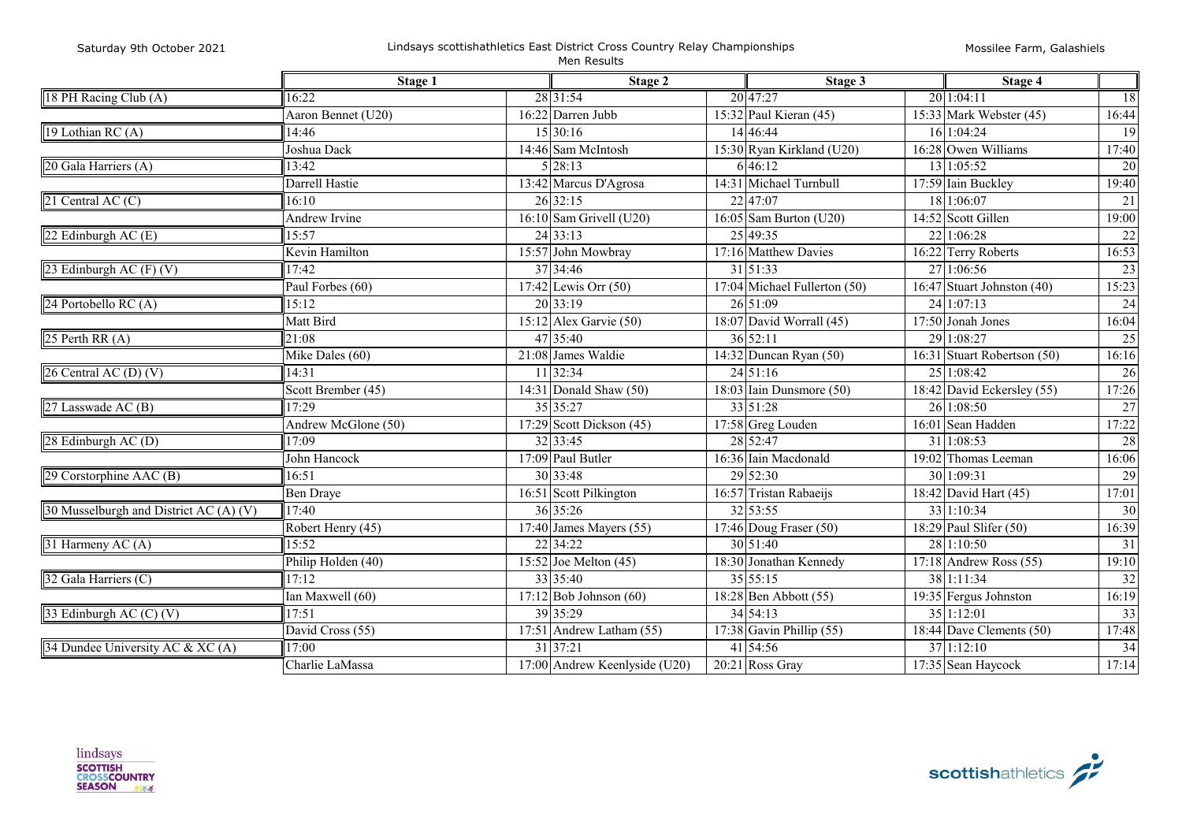Saturday 9th October 2021

Lindsays scottishathletics East District Cross Country Relay Championships

Men Results

Mossilee Farm, Galashiels

| | Stage 1 | | Stage 2 | | Stage 3 | | Stage 4 | |
|---|---|---|---|---|---|---|---|---|
| 18 PH Racing Club (A) | 16:22 | 28 | 31:54 | 20 | 47:27 | 20 | 1:04:11 | 18 |
| | Aaron Bennet (U20) | 16:22 | Darren Jubb | 15:32 | Paul Kieran (45) | 15:33 | Mark Webster (45) | 16:44 |
| 19 Lothian RC (A) | 14:46 | 15 | 30:16 | 14 | 46:44 | 16 | 1:04:24 | 19 |
| | Joshua Dack | 14:46 | Sam McIntosh | 15:30 | Ryan Kirkland (U20) | 16:28 | Owen Williams | 17:40 |
| 20 Gala Harriers (A) | 13:42 | 5 | 28:13 | 6 | 46:12 | 13 | 1:05:52 | 20 |
| | Darrell Hastie | 13:42 | Marcus D'Agrosa | 14:31 | Michael Turnbull | 17:59 | Iain Buckley | 19:40 |
| 21 Central AC (C) | 16:10 | 26 | 32:15 | 22 | 47:07 | 18 | 1:06:07 | 21 |
| | Andrew Irvine | 16:10 | Sam Grivell (U20) | 16:05 | Sam Burton (U20) | 14:52 | Scott Gillen | 19:00 |
| 22 Edinburgh AC (E) | 15:57 | 24 | 33:13 | 25 | 49:35 | 22 | 1:06:28 | 22 |
| | Kevin Hamilton | 15:57 | John Mowbray | 17:16 | Matthew Davies | 16:22 | Terry Roberts | 16:53 |
| 23 Edinburgh AC (F) (V) | 17:42 | 37 | 34:46 | 31 | 51:33 | 27 | 1:06:56 | 23 |
| | Paul Forbes (60) | 17:42 | Lewis Orr (50) | 17:04 | Michael Fullerton (50) | 16:47 | Stuart Johnston (40) | 15:23 |
| 24 Portobello RC (A) | 15:12 | 20 | 33:19 | 26 | 51:09 | 24 | 1:07:13 | 24 |
| | Matt Bird | 15:12 | Alex Garvie (50) | 18:07 | David Worrall (45) | 17:50 | Jonah Jones | 16:04 |
| 25 Perth RR (A) | 21:08 | 47 | 35:40 | 36 | 52:11 | 29 | 1:08:27 | 25 |
| | Mike Dales (60) | 21:08 | James Waldie | 14:32 | Duncan Ryan (50) | 16:31 | Stuart Robertson (50) | 16:16 |
| 26 Central AC (D) (V) | 14:31 | 11 | 32:34 | 24 | 51:16 | 25 | 1:08:42 | 26 |
| | Scott Brember (45) | 14:31 | Donald Shaw (50) | 18:03 | Iain Dunsmore (50) | 18:42 | David Eckersley (55) | 17:26 |
| 27 Lasswade AC (B) | 17:29 | 35 | 35:27 | 33 | 51:28 | 26 | 1:08:50 | 27 |
| | Andrew McGlone (50) | 17:29 | Scott Dickson (45) | 17:58 | Greg Louden | 16:01 | Sean Hadden | 17:22 |
| 28 Edinburgh AC (D) | 17:09 | 32 | 33:45 | 28 | 52:47 | 31 | 1:08:53 | 28 |
| | John Hancock | 17:09 | Paul Butler | 16:36 | Iain Macdonald | 19:02 | Thomas Leeman | 16:06 |
| 29 Corstorphine AAC (B) | 16:51 | 30 | 33:48 | 29 | 52:30 | 30 | 1:09:31 | 29 |
| | Ben Draye | 16:51 | Scott Pilkington | 16:57 | Tristan Rabaeijs | 18:42 | David Hart (45) | 17:01 |
| 30 Musselburgh and District AC (A) (V) | 17:40 | 36 | 35:26 | 32 | 53:55 | 33 | 1:10:34 | 30 |
| | Robert Henry (45) | 17:40 | James Mayers (55) | 17:46 | Doug Fraser (50) | 18:29 | Paul Slifer (50) | 16:39 |
| 31 Harmeny AC (A) | 15:52 | 22 | 34:22 | 30 | 51:40 | 28 | 1:10:50 | 31 |
| | Philip Holden (40) | 15:52 | Joe Melton (45) | 18:30 | Jonathan Kennedy | 17:18 | Andrew Ross (55) | 19:10 |
| 32 Gala Harriers (C) | 17:12 | 33 | 35:40 | 35 | 55:15 | 38 | 1:11:34 | 32 |
| | Ian Maxwell (60) | 17:12 | Bob Johnson (60) | 18:28 | Ben Abbott (55) | 19:35 | Fergus Johnston | 16:19 |
| 33 Edinburgh AC (C) (V) | 17:51 | 39 | 35:29 | 34 | 54:13 | 35 | 1:12:01 | 33 |
| | David Cross (55) | 17:51 | Andrew Latham (55) | 17:38 | Gavin Phillip (55) | 18:44 | Dave Clements (50) | 17:48 |
| 34 Dundee University AC & XC (A) | 17:00 | 31 | 37:21 | 41 | 54:56 | 37 | 1:12:10 | 34 |
| | Charlie LaMassa | 17:00 | Andrew Keenlyside (U20) | 20:21 | Ross Gray | 17:35 | Sean Haycock | 17:14 |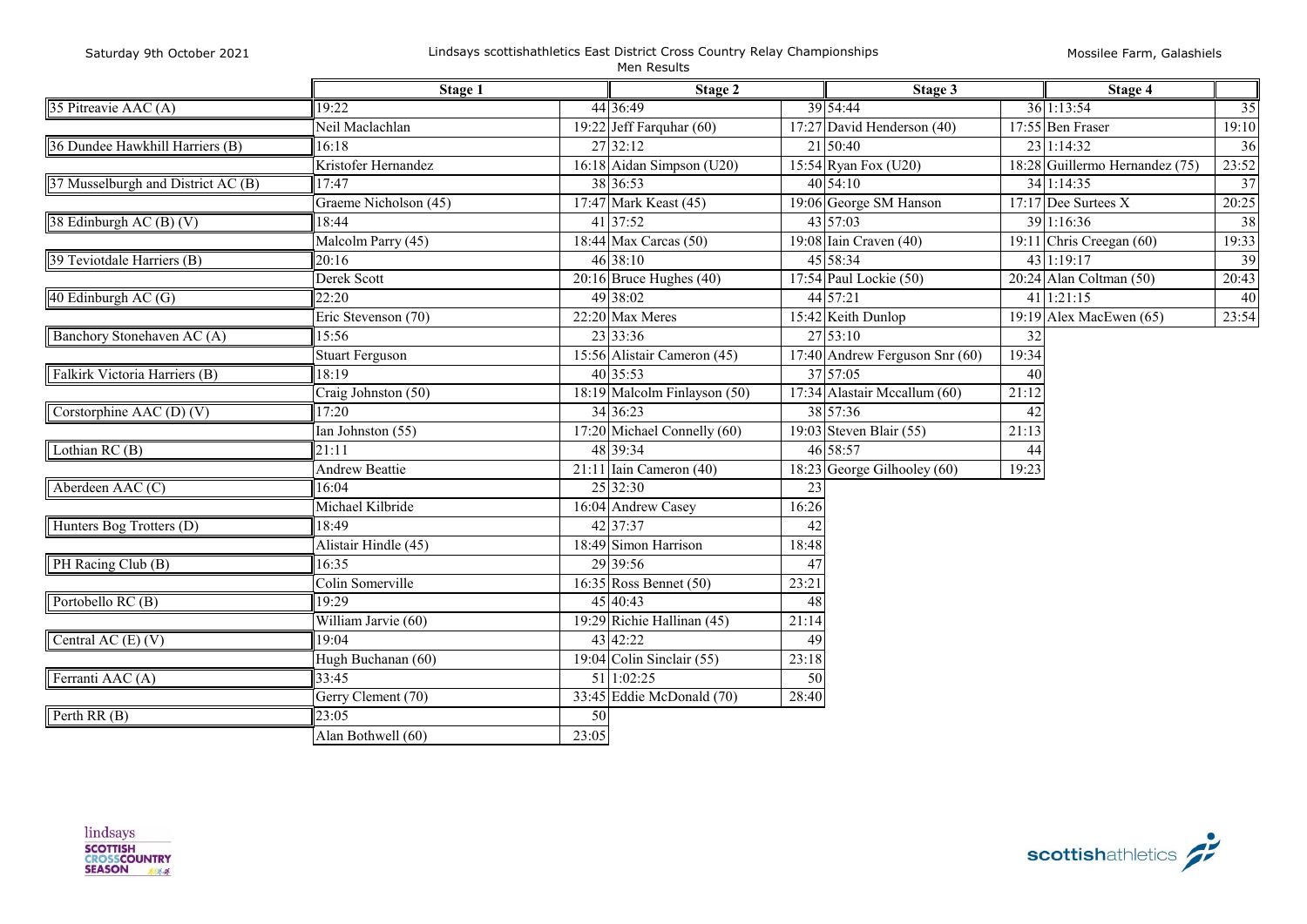Saturday 9th October 2021

Lindsays scottishathletics East District Cross Country Relay Championships

Men Results

Mossilee Farm, Galashiels

| | Stage 1 | | Stage 2 | | Stage 3 | | Stage 4 | |
|---|---|---|---|---|---|---|---|---|
| 35 Pitreavie AAC (A) | 19:22 | 44 | 36:49 | 39 | 54:44 | 36 | 1:13:54 | 35 |
| | Neil Maclachlan | 19:22 | Jeff Farquhar (60) | 17:27 | David Henderson (40) | 17:55 | Ben Fraser | 19:10 |
| 36 Dundee Hawkhill Harriers (B) | 16:18 | 27 | 32:12 | 21 | 50:40 | 23 | 1:14:32 | 36 |
| | Kristofer Hernandez | 16:18 | Aidan Simpson (U20) | 15:54 | Ryan Fox (U20) | 18:28 | Guillermo Hernandez (75) | 23:52 |
| 37 Musselburgh and District AC (B) | 17:47 | 38 | 36:53 | 40 | 54:10 | 34 | 1:14:35 | 37 |
| | Graeme Nicholson (45) | 17:47 | Mark Keast (45) | 19:06 | George SM Hanson | 17:17 | Dee Surtees X | 20:25 |
| 38 Edinburgh AC (B) (V) | 18:44 | 41 | 37:52 | 43 | 57:03 | 39 | 1:16:36 | 38 |
| | Malcolm Parry (45) | 18:44 | Max Carcas (50) | 19:08 | Iain Craven (40) | 19:11 | Chris Creegan (60) | 19:33 |
| 39 Teviotdale Harriers (B) | 20:16 | 46 | 38:10 | 45 | 58:34 | 43 | 1:19:17 | 39 |
| | Derek Scott | 20:16 | Bruce Hughes (40) | 17:54 | Paul Lockie (50) | 20:24 | Alan Coltman (50) | 20:43 |
| 40 Edinburgh AC (G) | 22:20 | 49 | 38:02 | 44 | 57:21 | 41 | 1:21:15 | 40 |
| | Eric Stevenson (70) | 22:20 | Max Meres | 15:42 | Keith Dunlop | 19:19 | Alex MacEwen (65) | 23:54 |
| Banchory Stonehaven AC (A) | 15:56 | 23 | 33:36 | 27 | 53:10 | 32 | | |
| | Stuart Ferguson | 15:56 | Alistair Cameron (45) | 17:40 | Andrew Ferguson Snr (60) | 19:34 | | |
| Falkirk Victoria Harriers (B) | 18:19 | 40 | 35:53 | 37 | 57:05 | 40 | | |
| | Craig Johnston (50) | 18:19 | Malcolm Finlayson (50) | 17:34 | Alastair Mccallum (60) | 21:12 | | |
| Corstorphine AAC (D) (V) | 17:20 | 34 | 36:23 | 38 | 57:36 | 42 | | |
| | Ian Johnston (55) | 17:20 | Michael Connelly (60) | 19:03 | Steven Blair (55) | 21:13 | | |
| Lothian RC (B) | 21:11 | 48 | 39:34 | 46 | 58:57 | 44 | | |
| | Andrew Beattie | 21:11 | Iain Cameron (40) | 18:23 | George Gilhooley (60) | 19:23 | | |
| Aberdeen AAC (C) | 16:04 | 25 | 32:30 | 23 | | | | |
| | Michael Kilbride | 16:04 | Andrew Casey | 16:26 | | | | |
| Hunters Bog Trotters (D) | 18:49 | 42 | 37:37 | 42 | | | | |
| | Alistair Hindle (45) | 18:49 | Simon Harrison | 18:48 | | | | |
| PH Racing Club (B) | 16:35 | 29 | 39:56 | 47 | | | | |
| | Colin Somerville | 16:35 | Ross Bennet (50) | 23:21 | | | | |
| Portobello RC (B) | 19:29 | 45 | 40:43 | 48 | | | | |
| | William Jarvie (60) | 19:29 | Richie Hallinan (45) | 21:14 | | | | |
| Central AC (E) (V) | 19:04 | 43 | 42:22 | 49 | | | | |
| | Hugh Buchanan (60) | 19:04 | Colin Sinclair (55) | 23:18 | | | | |
| Ferranti AAC (A) | 33:45 | 51 | 1:02:25 | 50 | | | | |
| | Gerry Clement (70) | 33:45 | Eddie McDonald (70) | 28:40 | | | | |
| Perth RR (B) | 23:05 | 50 | | | | | | |
| | Alan Bothwell (60) | 23:05 | | | | | | |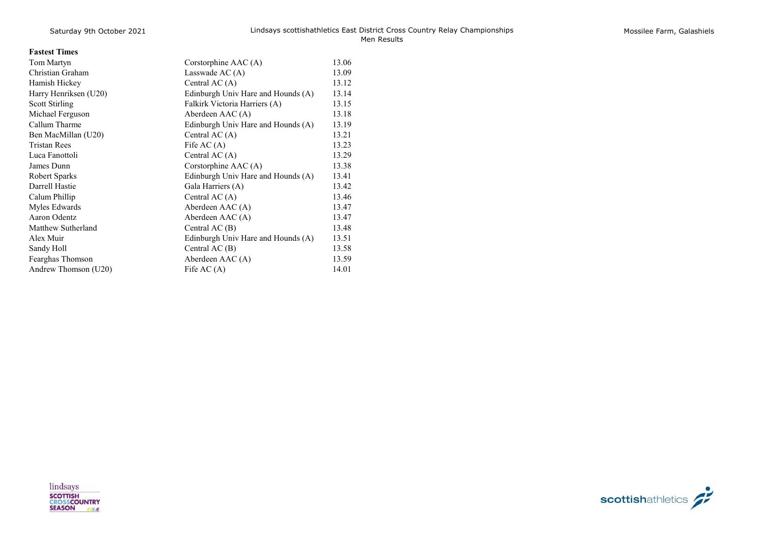## Fastest Times

| Name | Team | Time |
|---|---|---|
| Tom Martyn | Corstorphine AAC (A) | 13.06 |
| Christian Graham | Lasswade AC (A) | 13.09 |
| Hamish Hickey | Central AC (A) | 13.12 |
| Harry Henriksen (U20) | Edinburgh Univ Hare and Hounds (A) | 13.14 |
| Scott Stirling | Falkirk Victoria Harriers (A) | 13.15 |
| Michael Ferguson | Aberdeen AAC (A) | 13.18 |
| Callum Tharme | Edinburgh Univ Hare and Hounds (A) | 13.19 |
| Ben MacMillan (U20) | Central AC (A) | 13.21 |
| Tristan Rees | Fife AC (A) | 13.23 |
| Luca Fanottoli | Central AC (A) | 13.29 |
| James Dunn | Corstorphine AAC (A) | 13.38 |
| Robert Sparks | Edinburgh Univ Hare and Hounds (A) | 13.41 |
| Darrell Hastie | Gala Harriers (A) | 13.42 |
| Calum Phillip | Central AC (A) | 13.46 |
| Myles Edwards | Aberdeen AAC (A) | 13.47 |
| Aaron Odentz | Aberdeen AAC (A) | 13.47 |
| Matthew Sutherland | Central AC (B) | 13.48 |
| Alex Muir | Edinburgh Univ Hare and Hounds (A) | 13.51 |
| Sandy Holl | Central AC (B) | 13.58 |
| Fearghas Thomson | Aberdeen AAC (A) | 13.59 |
| Andrew Thomson (U20) | Fife AC (A) | 14.01 |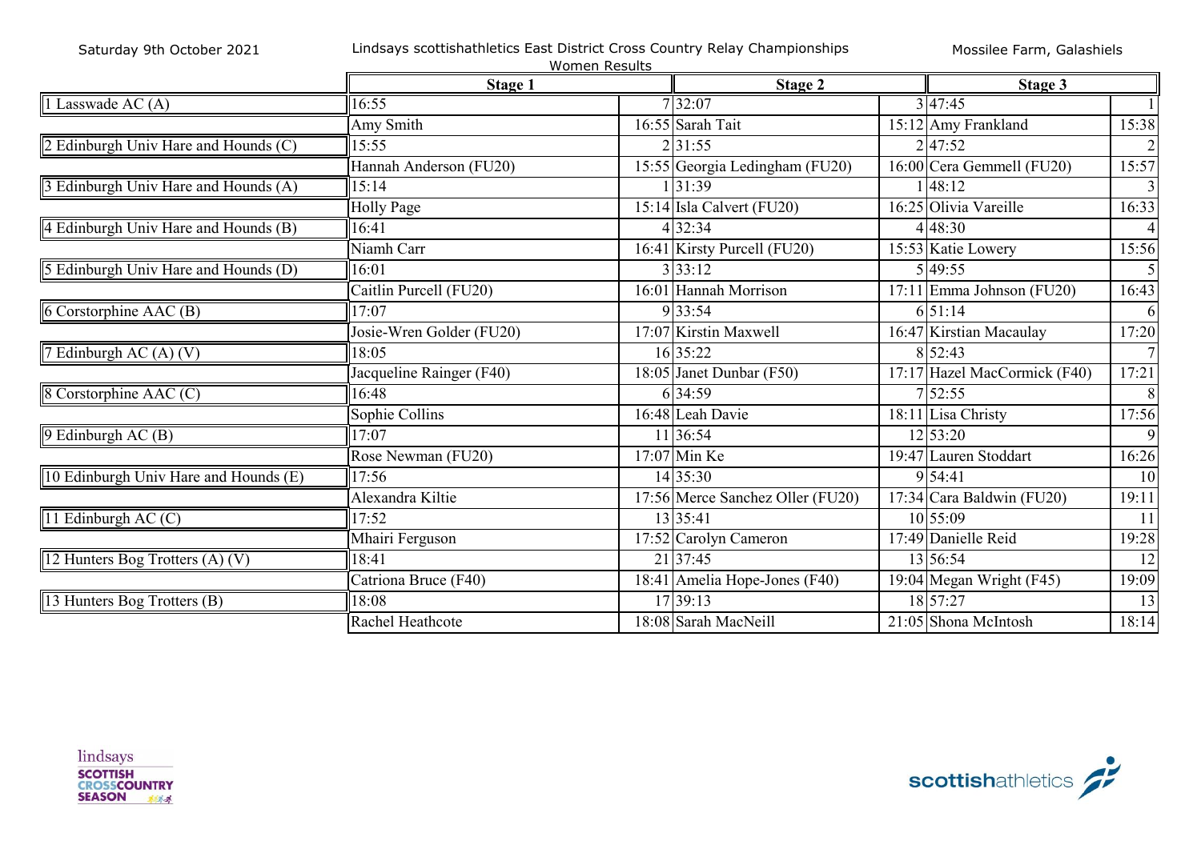Saturday 9th October 2021

Lindsays scottishathletics East District Cross Country Relay Championships

Women Results

Mossilee Farm, Galashiels

| | Stage 1 | | Stage 2 | | Stage 3 | |
|---|---|---|---|---|---|---|
| 1 Lasswade AC (A) | 16:55 | 7 | 32:07 | 3 | 47:45 | 1 |
| | Amy Smith | 16:55 | Sarah Tait | 15:12 | Amy Frankland | 15:38 |
| 2 Edinburgh Univ Hare and Hounds (C) | 15:55 | 2 | 31:55 | 2 | 47:52 | 2 |
| | Hannah Anderson (FU20) | 15:55 | Georgia Ledingham (FU20) | 16:00 | Cera Gemmell (FU20) | 15:57 |
| 3 Edinburgh Univ Hare and Hounds (A) | 15:14 | 1 | 31:39 | 1 | 48:12 | 3 |
| | Holly Page | 15:14 | Isla Calvert (FU20) | 16:25 | Olivia Vareille | 16:33 |
| 4 Edinburgh Univ Hare and Hounds (B) | 16:41 | 4 | 32:34 | 4 | 48:30 | 4 |
| | Niamh Carr | 16:41 | Kirsty Purcell (FU20) | 15:53 | Katie Lowery | 15:56 |
| 5 Edinburgh Univ Hare and Hounds (D) | 16:01 | 3 | 33:12 | 5 | 49:55 | 5 |
| | Caitlin Purcell (FU20) | 16:01 | Hannah Morrison | 17:11 | Emma Johnson (FU20) | 16:43 |
| 6 Corstorphine AAC (B) | 17:07 | 9 | 33:54 | 6 | 51:14 | 6 |
| | Josie-Wren Golder (FU20) | 17:07 | Kirstin Maxwell | 16:47 | Kirstian Macaulay | 17:20 |
| 7 Edinburgh AC (A) (V) | 18:05 | 16 | 35:22 | 8 | 52:43 | 7 |
| | Jacqueline Rainger (F40) | 18:05 | Janet Dunbar (F50) | 17:17 | Hazel MacCormick (F40) | 17:21 |
| 8 Corstorphine AAC (C) | 16:48 | 6 | 34:59 | 7 | 52:55 | 8 |
| | Sophie Collins | 16:48 | Leah Davie | 18:11 | Lisa Christy | 17:56 |
| 9 Edinburgh AC (B) | 17:07 | 11 | 36:54 | 12 | 53:20 | 9 |
| | Rose Newman (FU20) | 17:07 | Min Ke | 19:47 | Lauren Stoddart | 16:26 |
| 10 Edinburgh Univ Hare and Hounds (E) | 17:56 | 14 | 35:30 | 9 | 54:41 | 10 |
| | Alexandra Kiltie | 17:56 | Merce Sanchez Oller (FU20) | 17:34 | Cara Baldwin (FU20) | 19:11 |
| 11 Edinburgh AC (C) | 17:52 | 13 | 35:41 | 10 | 55:09 | 11 |
| | Mhairi Ferguson | 17:52 | Carolyn Cameron | 17:49 | Danielle Reid | 19:28 |
| 12 Hunters Bog Trotters (A) (V) | 18:41 | 21 | 37:45 | 13 | 56:54 | 12 |
| | Catriona Bruce (F40) | 18:41 | Amelia Hope-Jones (F40) | 19:04 | Megan Wright (F45) | 19:09 |
| 13 Hunters Bog Trotters (B) | 18:08 | 17 | 39:13 | 18 | 57:27 | 13 |
| | Rachel Heathcote | 18:08 | Sarah MacNeill | 21:05 | Shona McIntosh | 18:14 |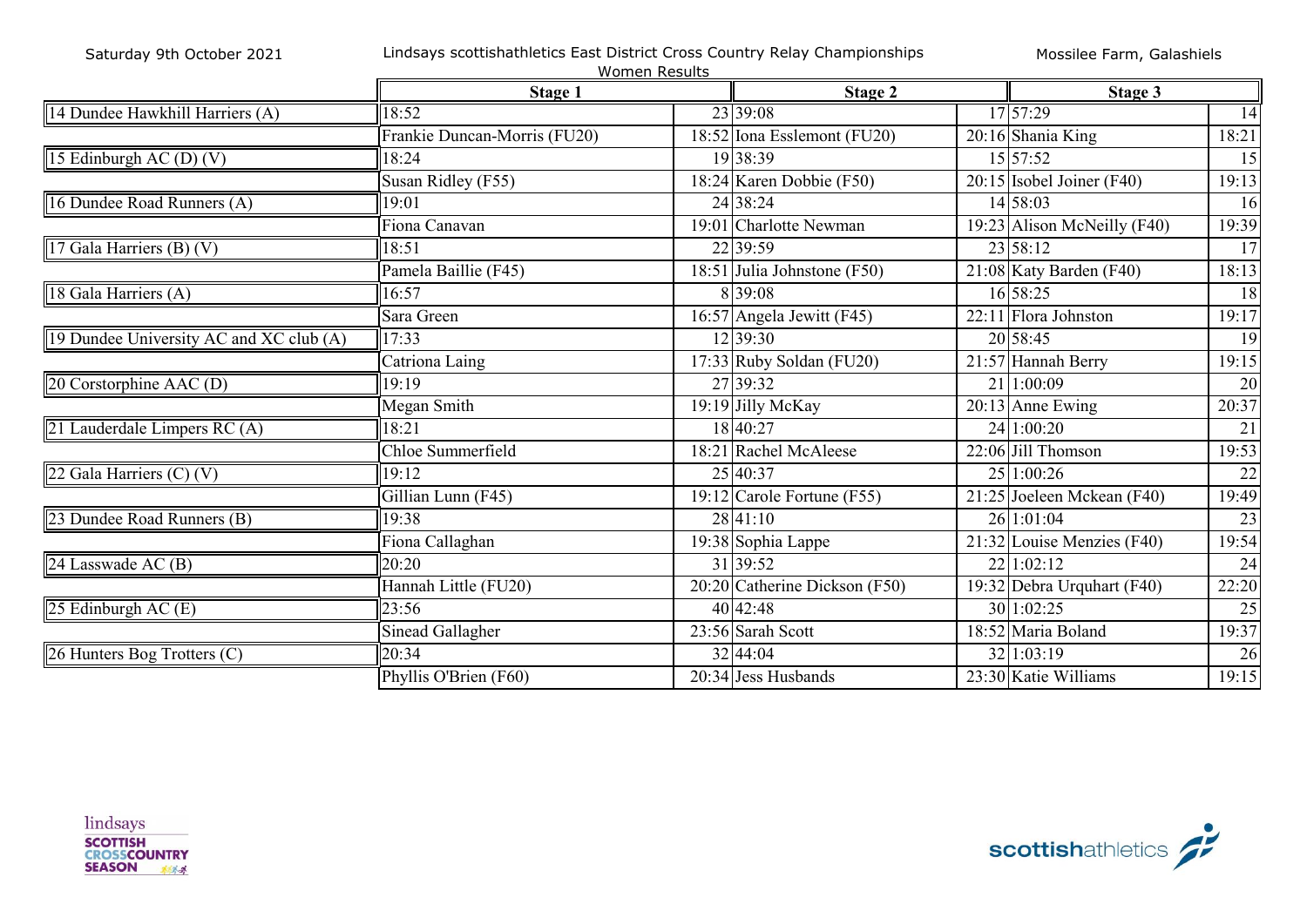Saturday 9th October 2021 | Lindsays scottishathletics East District Cross Country Relay Championships | Mossilee Farm, Galashiels

Women Results

| | Stage 1 | | Stage 2 | | Stage 3 | |
|---|---|---|---|---|---|---|
| 14 Dundee Hawkhill Harriers (A) | 18:52 | 23 | 39:08 | 17 | 57:29 | 14 |
| | Frankie Duncan-Morris (FU20) | 18:52 | Iona Esslemont (FU20) | 20:16 | Shania King | 18:21 |
| 15 Edinburgh AC (D) (V) | 18:24 | 19 | 38:39 | 15 | 57:52 | 15 |
| | Susan Ridley (F55) | 18:24 | Karen Dobbie (F50) | 20:15 | Isobel Joiner (F40) | 19:13 |
| 16 Dundee Road Runners (A) | 19:01 | 24 | 38:24 | 14 | 58:03 | 16 |
| | Fiona Canavan | 19:01 | Charlotte Newman | 19:23 | Alison McNeilly (F40) | 19:39 |
| 17 Gala Harriers (B) (V) | 18:51 | 22 | 39:59 | 23 | 58:12 | 17 |
| | Pamela Baillie (F45) | 18:51 | Julia Johnstone (F50) | 21:08 | Katy Barden (F40) | 18:13 |
| 18 Gala Harriers (A) | 16:57 | 8 | 39:08 | 16 | 58:25 | 18 |
| | Sara Green | 16:57 | Angela Jewitt (F45) | 22:11 | Flora Johnston | 19:17 |
| 19 Dundee University AC and XC club (A) | 17:33 | 12 | 39:30 | 20 | 58:45 | 19 |
| | Catriona Laing | 17:33 | Ruby Soldan (FU20) | 21:57 | Hannah Berry | 19:15 |
| 20 Corstorphine AAC (D) | 19:19 | 27 | 39:32 | 21 | 1:00:09 | 20 |
| | Megan Smith | 19:19 | Jilly McKay | 20:13 | Anne Ewing | 20:37 |
| 21 Lauderdale Limpers RC (A) | 18:21 | 18 | 40:27 | 24 | 1:00:20 | 21 |
| | Chloe Summerfield | 18:21 | Rachel McAleese | 22:06 | Jill Thomson | 19:53 |
| 22 Gala Harriers (C) (V) | 19:12 | 25 | 40:37 | 25 | 1:00:26 | 22 |
| | Gillian Lunn (F45) | 19:12 | Carole Fortune (F55) | 21:25 | Joeleen Mckean (F40) | 19:49 |
| 23 Dundee Road Runners (B) | 19:38 | 28 | 41:10 | 26 | 1:01:04 | 23 |
| | Fiona Callaghan | 19:38 | Sophia Lappe | 21:32 | Louise Menzies (F40) | 19:54 |
| 24 Lasswade AC (B) | 20:20 | 31 | 39:52 | 22 | 1:02:12 | 24 |
| | Hannah Little (FU20) | 20:20 | Catherine Dickson (F50) | 19:32 | Debra Urquhart (F40) | 22:20 |
| 25 Edinburgh AC (E) | 23:56 | 40 | 42:48 | 30 | 1:02:25 | 25 |
| | Sinead Gallagher | 23:56 | Sarah Scott | 18:52 | Maria Boland | 19:37 |
| 26 Hunters Bog Trotters (C) | 20:34 | 32 | 44:04 | 32 | 1:03:19 | 26 |
| | Phyllis O'Brien (F60) | 20:34 | Jess Husbands | 23:30 | Katie Williams | 19:15 |

lindsays SCOTTISH CROSSCOUNTRY SEASON

scottishathletics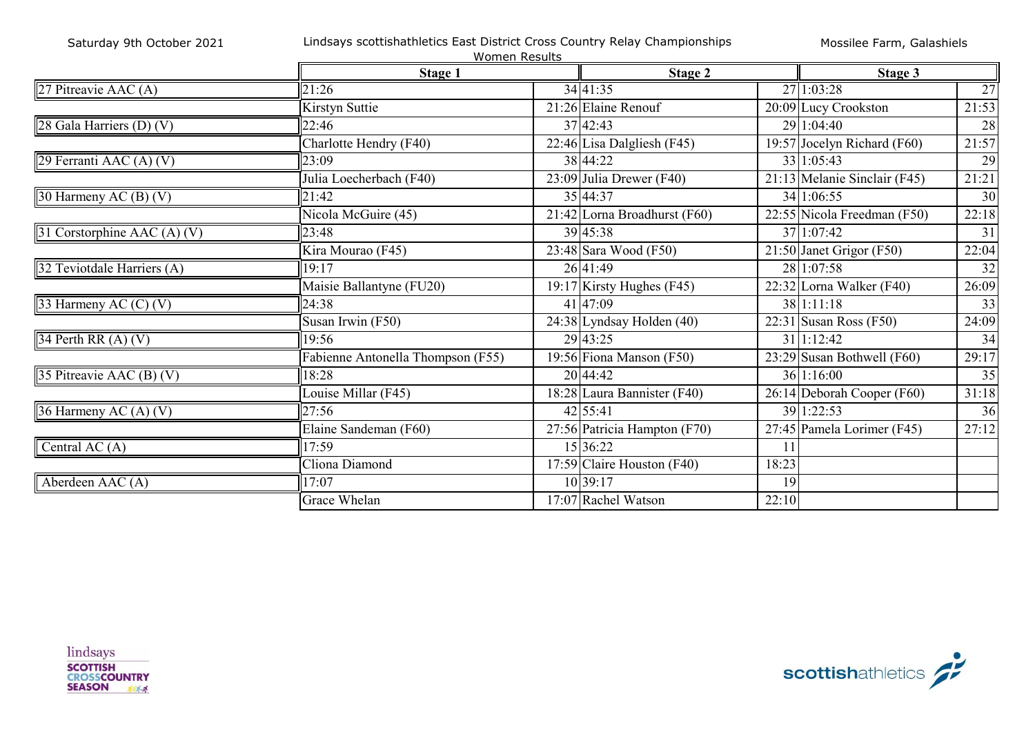Saturday 9th October 2021 — Lindsays scottishathletics East District Cross Country Relay Championships — Mossilee Farm, Galashiels

Women Results

| | Stage 1 | | Stage 2 | | Stage 3 | |
|---|---|---|---|---|---|---|
| 27 Pitreavie AAC (A) | 21:26 | 34 | 41:35 | 27 | 1:03:28 | 27 |
| | Kirstyn Suttie | 21:26 | Elaine Renouf | 20:09 | Lucy Crookston | 21:53 |
| 28 Gala Harriers (D) (V) | 22:46 | 37 | 42:43 | 29 | 1:04:40 | 28 |
| | Charlotte Hendry (F40) | 22:46 | Lisa Dalgliesh (F45) | 19:57 | Jocelyn Richard (F60) | 21:57 |
| 29 Ferranti AAC (A) (V) | 23:09 | 38 | 44:22 | 33 | 1:05:43 | 29 |
| | Julia Loecherbach (F40) | 23:09 | Julia Drewer (F40) | 21:13 | Melanie Sinclair (F45) | 21:21 |
| 30 Harmeny AC (B) (V) | 21:42 | 35 | 44:37 | 34 | 1:06:55 | 30 |
| | Nicola McGuire (45) | 21:42 | Lorna Broadhurst (F60) | 22:55 | Nicola Freedman (F50) | 22:18 |
| 31 Corstorphine AAC (A) (V) | 23:48 | 39 | 45:38 | 37 | 1:07:42 | 31 |
| | Kira Mourao (F45) | 23:48 | Sara Wood (F50) | 21:50 | Janet Grigor (F50) | 22:04 |
| 32 Teviotdale Harriers (A) | 19:17 | 26 | 41:49 | 28 | 1:07:58 | 32 |
| | Maisie Ballantyne (FU20) | 19:17 | Kirsty Hughes (F45) | 22:32 | Lorna Walker (F40) | 26:09 |
| 33 Harmeny AC (C) (V) | 24:38 | 41 | 47:09 | 38 | 1:11:18 | 33 |
| | Susan Irwin (F50) | 24:38 | Lyndsay Holden (40) | 22:31 | Susan Ross (F50) | 24:09 |
| 34 Perth RR (A) (V) | 19:56 | 29 | 43:25 | 31 | 1:12:42 | 34 |
| | Fabienne Antonella Thompson (F55) | 19:56 | Fiona Manson (F50) | 23:29 | Susan Bothwell (F60) | 29:17 |
| 35 Pitreavie AAC (B) (V) | 18:28 | 20 | 44:42 | 36 | 1:16:00 | 35 |
| | Louise Millar (F45) | 18:28 | Laura Bannister (F40) | 26:14 | Deborah Cooper (F60) | 31:18 |
| 36 Harmeny AC (A) (V) | 27:56 | 42 | 55:41 | 39 | 1:22:53 | 36 |
| | Elaine Sandeman (F60) | 27:56 | Patricia Hampton (F70) | 27:45 | Pamela Lorimer (F45) | 27:12 |
| Central AC (A) | 17:59 | 15 | 36:22 | 11 | | |
| | Cliona Diamond | 17:59 | Claire Houston (F40) | 18:23 | | |
| Aberdeen AAC (A) | 17:07 | 10 | 39:17 | 19 | | |
| | Grace Whelan | 17:07 | Rachel Watson | 22:10 | | |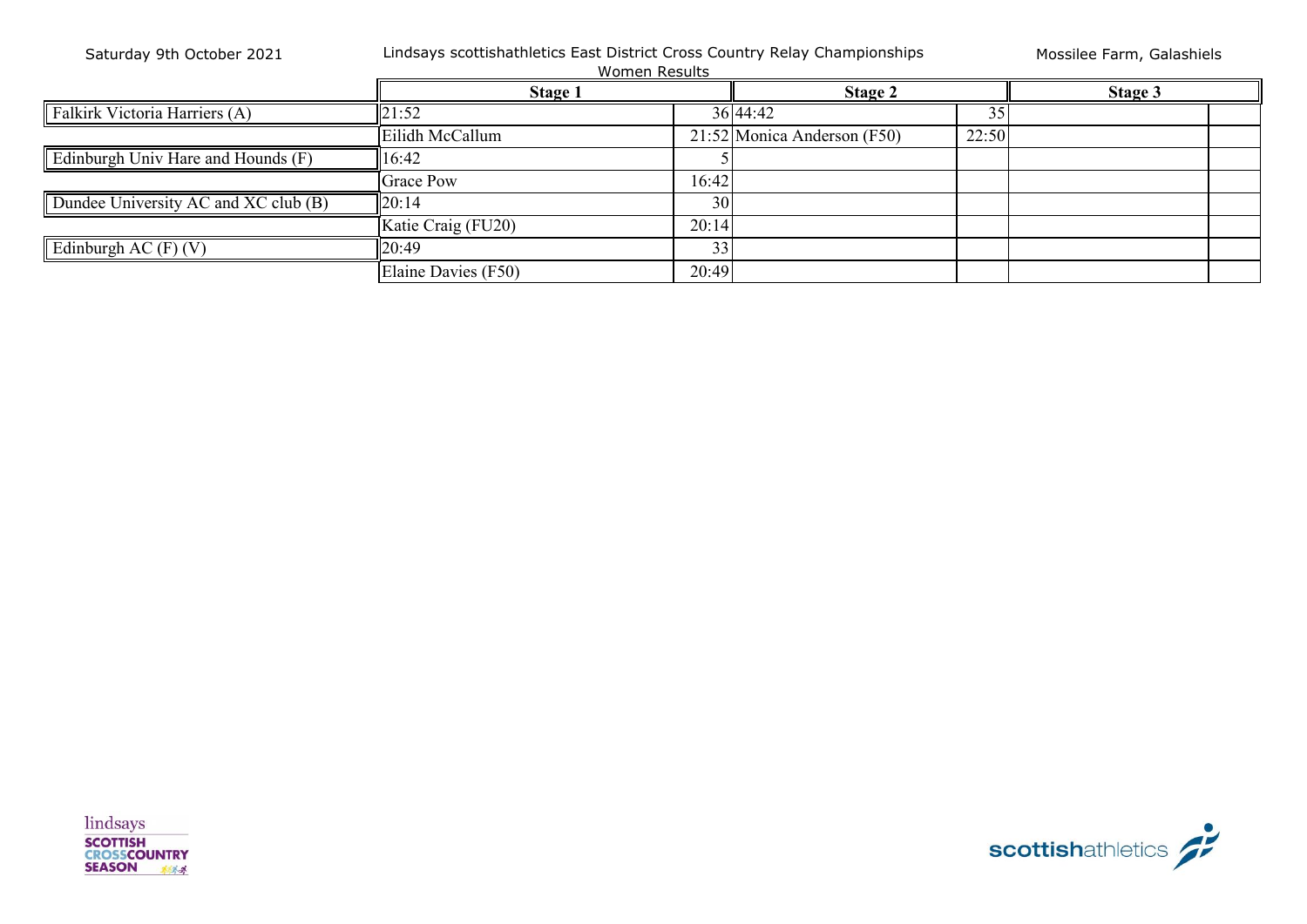Saturday 9th October 2021

Lindsays scottishathletics East District Cross Country Relay Championships

Women Results

Mossilee Farm, Galashiels

| | Stage 1 | | Stage 2 | | Stage 3 | |
|---|---|---|---|---|---|---|
| Falkirk Victoria Harriers (A) | 21:52 | 36 | 44:42 | 35 | | |
| | Eilidh McCallum | 21:52 | Monica Anderson (F50) | 22:50 | | |
| Edinburgh Univ Hare and Hounds (F) | 16:42 | 5 | | | | |
| | Grace Pow | 16:42 | | | | |
| Dundee University AC and XC club (B) | 20:14 | 30 | | | | |
| | Katie Craig (FU20) | 20:14 | | | | |
| Edinburgh AC (F) (V) | 20:49 | 33 | | | | |
| | Elaine Davies (F50) | 20:49 | | | | |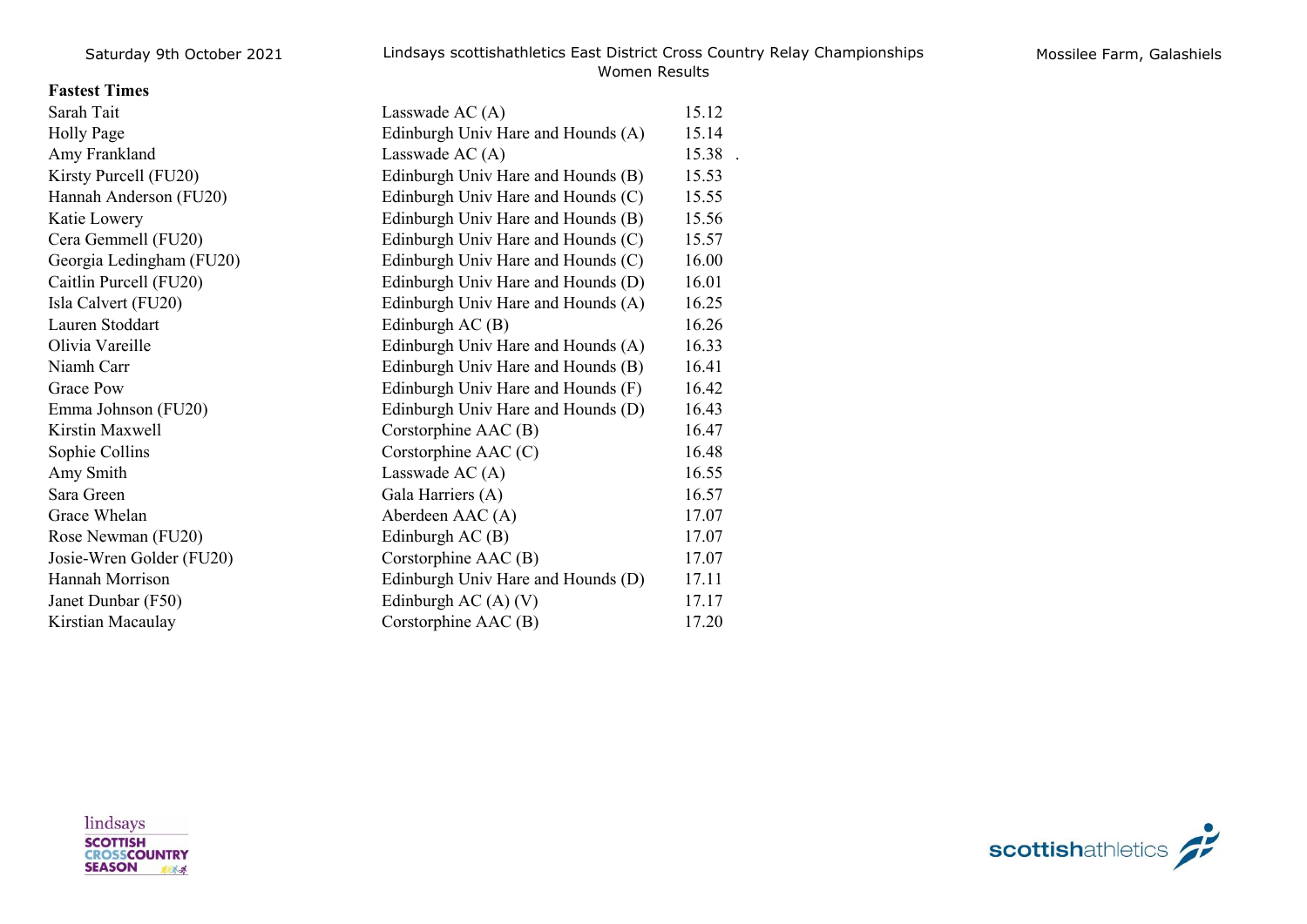## Fastest Times

| | | |
|---|---|---|
| Sarah Tait | Lasswade AC (A) | 15.12 |
| Holly Page | Edinburgh Univ Hare and Hounds (A) | 15.14 |
| Amy Frankland | Lasswade AC (A) | 15.38 . |
| Kirsty Purcell (FU20) | Edinburgh Univ Hare and Hounds (B) | 15.53 |
| Hannah Anderson (FU20) | Edinburgh Univ Hare and Hounds (C) | 15.55 |
| Katie Lowery | Edinburgh Univ Hare and Hounds (B) | 15.56 |
| Cera Gemmell (FU20) | Edinburgh Univ Hare and Hounds (C) | 15.57 |
| Georgia Ledingham (FU20) | Edinburgh Univ Hare and Hounds (C) | 16.00 |
| Caitlin Purcell (FU20) | Edinburgh Univ Hare and Hounds (D) | 16.01 |
| Isla Calvert (FU20) | Edinburgh Univ Hare and Hounds (A) | 16.25 |
| Lauren Stoddart | Edinburgh AC (B) | 16.26 |
| Olivia Vareille | Edinburgh Univ Hare and Hounds (A) | 16.33 |
| Niamh Carr | Edinburgh Univ Hare and Hounds (B) | 16.41 |
| Grace Pow | Edinburgh Univ Hare and Hounds (F) | 16.42 |
| Emma Johnson (FU20) | Edinburgh Univ Hare and Hounds (D) | 16.43 |
| Kirstin Maxwell | Corstorphine AAC (B) | 16.47 |
| Sophie Collins | Corstorphine AAC (C) | 16.48 |
| Amy Smith | Lasswade AC (A) | 16.55 |
| Sara Green | Gala Harriers (A) | 16.57 |
| Grace Whelan | Aberdeen AAC (A) | 17.07 |
| Rose Newman (FU20) | Edinburgh AC (B) | 17.07 |
| Josie-Wren Golder (FU20) | Corstorphine AAC (B) | 17.07 |
| Hannah Morrison | Edinburgh Univ Hare and Hounds (D) | 17.11 |
| Janet Dunbar (F50) | Edinburgh AC (A) (V) | 17.17 |
| Kirstian Macaulay | Corstorphine AAC (B) | 17.20 |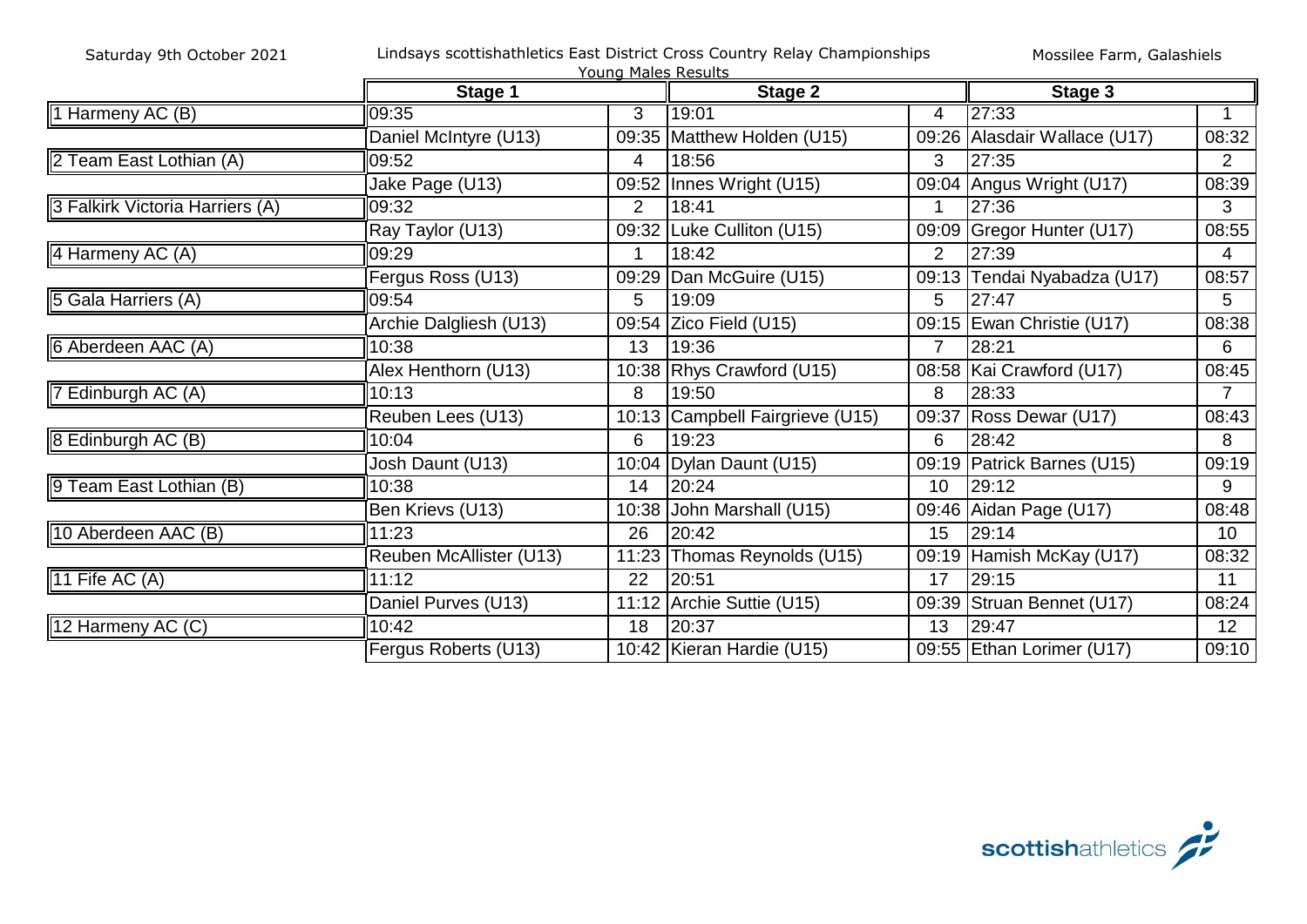Saturday 9th October 2021

Lindsays scottishathletics East District Cross Country Relay Championships

Mossilee Farm, Galashiels

Young Males Results

| | Stage 1 | | Stage 2 | | Stage 3 | |
|---|---|---|---|---|---|---|
| 1 Harmeny AC (B) | 09:35 | 3 | 19:01 | 4 | 27:33 | 1 |
| | Daniel McIntyre (U13) | 09:35 | Matthew Holden (U15) | 09:26 | Alasdair Wallace (U17) | 08:32 |
| 2 Team East Lothian (A) | 09:52 | 4 | 18:56 | 3 | 27:35 | 2 |
| | Jake Page (U13) | 09:52 | Innes Wright (U15) | 09:04 | Angus Wright (U17) | 08:39 |
| 3 Falkirk Victoria Harriers (A) | 09:32 | 2 | 18:41 | 1 | 27:36 | 3 |
| | Ray Taylor (U13) | 09:32 | Luke Culliton (U15) | 09:09 | Gregor Hunter (U17) | 08:55 |
| 4 Harmeny AC (A) | 09:29 | 1 | 18:42 | 2 | 27:39 | 4 |
| | Fergus Ross (U13) | 09:29 | Dan McGuire (U15) | 09:13 | Tendai Nyabadza (U17) | 08:57 |
| 5 Gala Harriers (A) | 09:54 | 5 | 19:09 | 5 | 27:47 | 5 |
| | Archie Dalgliesh (U13) | 09:54 | Zico Field (U15) | 09:15 | Ewan Christie (U17) | 08:38 |
| 6 Aberdeen AAC (A) | 10:38 | 13 | 19:36 | 7 | 28:21 | 6 |
| | Alex Henthorn (U13) | 10:38 | Rhys Crawford (U15) | 08:58 | Kai Crawford (U17) | 08:45 |
| 7 Edinburgh AC (A) | 10:13 | 8 | 19:50 | 8 | 28:33 | 7 |
| | Reuben Lees (U13) | 10:13 | Campbell Fairgrieve (U15) | 09:37 | Ross Dewar (U17) | 08:43 |
| 8 Edinburgh AC (B) | 10:04 | 6 | 19:23 | 6 | 28:42 | 8 |
| | Josh Daunt (U13) | 10:04 | Dylan Daunt (U15) | 09:19 | Patrick Barnes (U15) | 09:19 |
| 9 Team East Lothian (B) | 10:38 | 14 | 20:24 | 10 | 29:12 | 9 |
| | Ben Krievs (U13) | 10:38 | John Marshall (U15) | 09:46 | Aidan Page (U17) | 08:48 |
| 10 Aberdeen AAC (B) | 11:23 | 26 | 20:42 | 15 | 29:14 | 10 |
| | Reuben McAllister (U13) | 11:23 | Thomas Reynolds (U15) | 09:19 | Hamish McKay (U17) | 08:32 |
| 11 Fife AC (A) | 11:12 | 22 | 20:51 | 17 | 29:15 | 11 |
| | Daniel Purves (U13) | 11:12 | Archie Suttie (U15) | 09:39 | Struan Bennet (U17) | 08:24 |
| 12 Harmeny AC (C) | 10:42 | 18 | 20:37 | 13 | 29:47 | 12 |
| | Fergus Roberts (U13) | 10:42 | Kieran Hardie (U15) | 09:55 | Ethan Lorimer (U17) | 09:10 |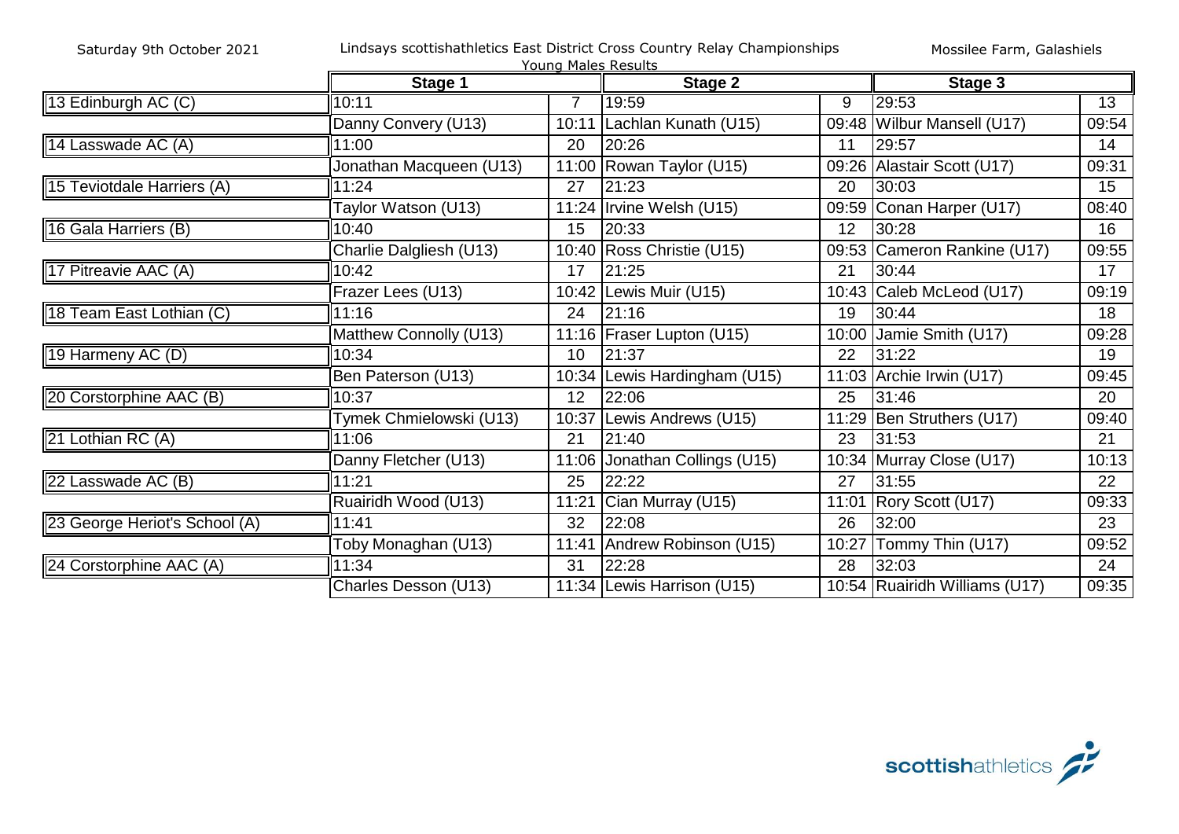Saturday 9th October 2021 — Lindsays scottishathletics East District Cross Country Relay Championships — Mossilee Farm, Galashiels

Young Males Results

| | Stage 1 | | Stage 2 | | Stage 3 | |
|---|---|---|---|---|---|---|
| 13 Edinburgh AC (C) | 10:11 | 7 | 19:59 | 9 | 29:53 | 13 |
| | Danny Convery (U13) | 10:11 | Lachlan Kunath (U15) | 09:48 | Wilbur Mansell (U17) | 09:54 |
| 14 Lasswade AC (A) | 11:00 | 20 | 20:26 | 11 | 29:57 | 14 |
| | Jonathan Macqueen (U13) | 11:00 | Rowan Taylor (U15) | 09:26 | Alastair Scott (U17) | 09:31 |
| 15 Teviotdale Harriers (A) | 11:24 | 27 | 21:23 | 20 | 30:03 | 15 |
| | Taylor Watson (U13) | 11:24 | Irvine Welsh (U15) | 09:59 | Conan Harper (U17) | 08:40 |
| 16 Gala Harriers (B) | 10:40 | 15 | 20:33 | 12 | 30:28 | 16 |
| | Charlie Dalgliesh (U13) | 10:40 | Ross Christie (U15) | 09:53 | Cameron Rankine (U17) | 09:55 |
| 17 Pitreavie AAC (A) | 10:42 | 17 | 21:25 | 21 | 30:44 | 17 |
| | Frazer Lees (U13) | 10:42 | Lewis Muir (U15) | 10:43 | Caleb McLeod (U17) | 09:19 |
| 18 Team East Lothian (C) | 11:16 | 24 | 21:16 | 19 | 30:44 | 18 |
| | Matthew Connolly (U13) | 11:16 | Fraser Lupton (U15) | 10:00 | Jamie Smith (U17) | 09:28 |
| 19 Harmeny AC (D) | 10:34 | 10 | 21:37 | 22 | 31:22 | 19 |
| | Ben Paterson (U13) | 10:34 | Lewis Hardingham (U15) | 11:03 | Archie Irwin (U17) | 09:45 |
| 20 Corstorphine AAC (B) | 10:37 | 12 | 22:06 | 25 | 31:46 | 20 |
| | Tymek Chmielowski (U13) | 10:37 | Lewis Andrews (U15) | 11:29 | Ben Struthers (U17) | 09:40 |
| 21 Lothian RC (A) | 11:06 | 21 | 21:40 | 23 | 31:53 | 21 |
| | Danny Fletcher (U13) | 11:06 | Jonathan Collings (U15) | 10:34 | Murray Close (U17) | 10:13 |
| 22 Lasswade AC (B) | 11:21 | 25 | 22:22 | 27 | 31:55 | 22 |
| | Ruairidh Wood (U13) | 11:21 | Cian Murray (U15) | 11:01 | Rory Scott (U17) | 09:33 |
| 23 George Heriot's School (A) | 11:41 | 32 | 22:08 | 26 | 32:00 | 23 |
| | Toby Monaghan (U13) | 11:41 | Andrew Robinson (U15) | 10:27 | Tommy Thin (U17) | 09:52 |
| 24 Corstorphine AAC (A) | 11:34 | 31 | 22:28 | 28 | 32:03 | 24 |
| | Charles Desson (U13) | 11:34 | Lewis Harrison (U15) | 10:54 | Ruairidh Williams (U17) | 09:35 |

scottishathletics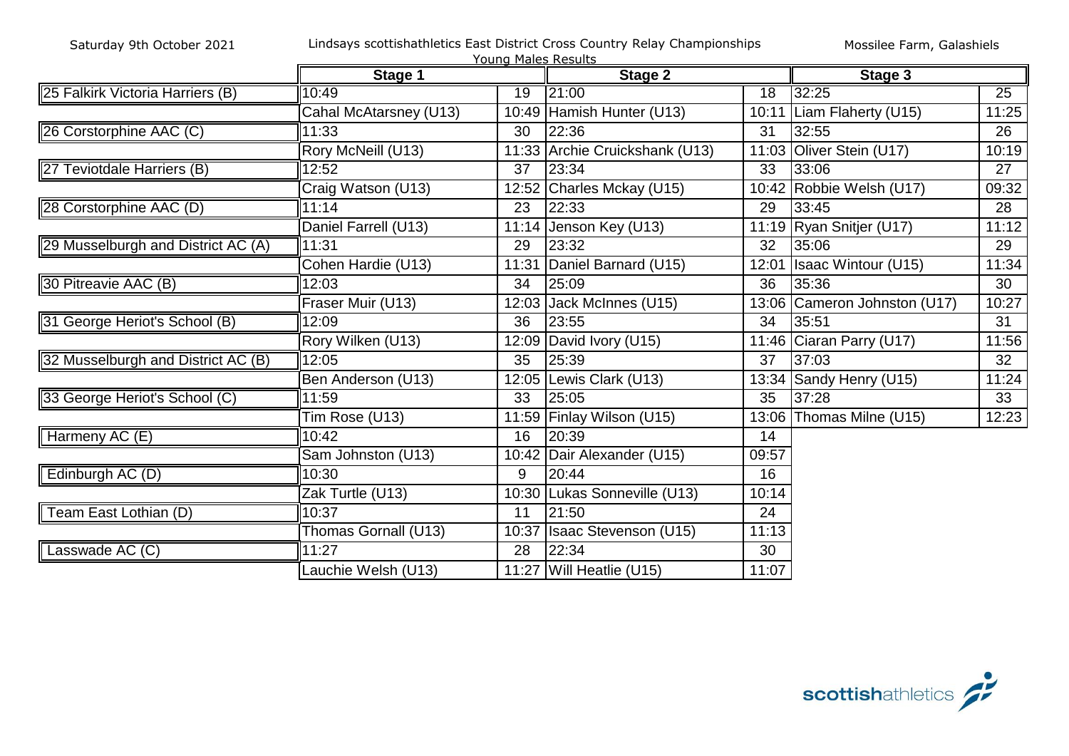Saturday 9th October 2021 | Lindsays scottishathletics East District Cross Country Relay Championships | Mossilee Farm, Galashiels

Young Males Results

| | Stage 1 | | Stage 2 | | Stage 3 | |
|---|---|---|---|---|---|---|
| 25 Falkirk Victoria Harriers (B) | 10:49 | 19 | 21:00 | 18 | 32:25 | 25 |
| | Cahal McAtarsney (U13) | 10:49 | Hamish Hunter (U13) | 10:11 | Liam Flaherty (U15) | 11:25 |
| 26 Corstorphine AAC (C) | 11:33 | 30 | 22:36 | 31 | 32:55 | 26 |
| | Rory McNeill (U13) | 11:33 | Archie Cruickshank (U13) | 11:03 | Oliver Stein (U17) | 10:19 |
| 27 Teviotdale Harriers (B) | 12:52 | 37 | 23:34 | 33 | 33:06 | 27 |
| | Craig Watson (U13) | 12:52 | Charles Mckay (U15) | 10:42 | Robbie Welsh (U17) | 09:32 |
| 28 Corstorphine AAC (D) | 11:14 | 23 | 22:33 | 29 | 33:45 | 28 |
| | Daniel Farrell (U13) | 11:14 | Jenson Key (U13) | 11:19 | Ryan Snitjer (U17) | 11:12 |
| 29 Musselburgh and District AC (A) | 11:31 | 29 | 23:32 | 32 | 35:06 | 29 |
| | Cohen Hardie (U13) | 11:31 | Daniel Barnard (U15) | 12:01 | Isaac Wintour (U15) | 11:34 |
| 30 Pitreavie AAC (B) | 12:03 | 34 | 25:09 | 36 | 35:36 | 30 |
| | Fraser Muir (U13) | 12:03 | Jack McInnes (U15) | 13:06 | Cameron Johnston (U17) | 10:27 |
| 31 George Heriot's School (B) | 12:09 | 36 | 23:55 | 34 | 35:51 | 31 |
| | Rory Wilken (U13) | 12:09 | David Ivory (U15) | 11:46 | Ciaran Parry (U17) | 11:56 |
| 32 Musselburgh and District AC (B) | 12:05 | 35 | 25:39 | 37 | 37:03 | 32 |
| | Ben Anderson (U13) | 12:05 | Lewis Clark (U13) | 13:34 | Sandy Henry (U15) | 11:24 |
| 33 George Heriot's School (C) | 11:59 | 33 | 25:05 | 35 | 37:28 | 33 |
| | Tim Rose (U13) | 11:59 | Finlay Wilson (U15) | 13:06 | Thomas Milne (U15) | 12:23 |
| Harmeny AC (E) | 10:42 | 16 | 20:39 | 14 | | |
| | Sam Johnston (U13) | 10:42 | Dair Alexander (U15) | 09:57 | | |
| Edinburgh AC (D) | 10:30 | 9 | 20:44 | 16 | | |
| | Zak Turtle (U13) | 10:30 | Lukas Sonneville (U13) | 10:14 | | |
| Team East Lothian (D) | 10:37 | 11 | 21:50 | 24 | | |
| | Thomas Gornall (U13) | 10:37 | Isaac Stevenson (U15) | 11:13 | | |
| Lasswade AC (C) | 11:27 | 28 | 22:34 | 30 | | |
| | Lauchie Welsh (U13) | 11:27 | Will Heatlie (U15) | 11:07 | | |

scottishathletics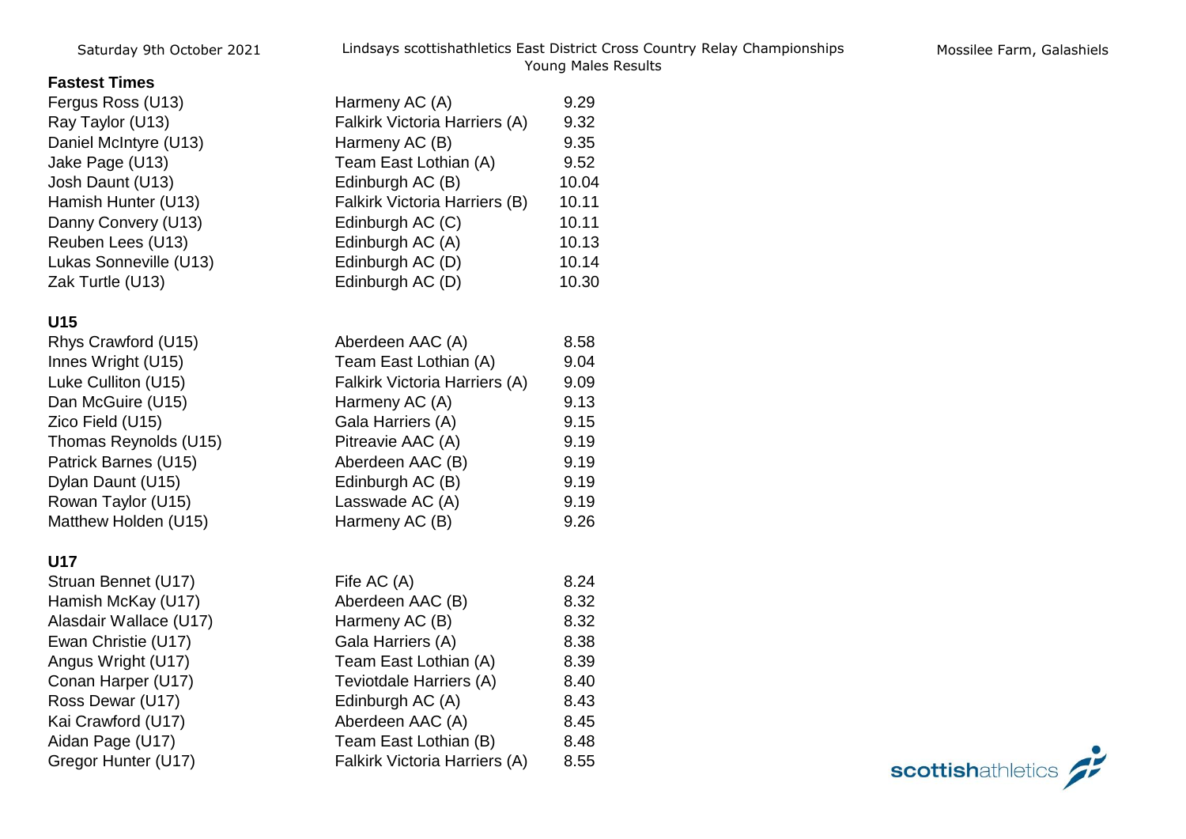Saturday 9th October 2021

Lindsays scottishathletics East District Cross Country Relay Championships
Young Males Results

Mossilee Farm, Galashiels

### Fastest Times

| | | |
|---|---|---|
| Fergus Ross (U13) | Harmeny AC (A) | 9.29 |
| Ray Taylor (U13) | Falkirk Victoria Harriers (A) | 9.32 |
| Daniel McIntyre (U13) | Harmeny AC (B) | 9.35 |
| Jake Page (U13) | Team East Lothian (A) | 9.52 |
| Josh Daunt (U13) | Edinburgh AC (B) | 10.04 |
| Hamish Hunter (U13) | Falkirk Victoria Harriers (B) | 10.11 |
| Danny Convery (U13) | Edinburgh AC (C) | 10.11 |
| Reuben Lees (U13) | Edinburgh AC (A) | 10.13 |
| Lukas Sonneville (U13) | Edinburgh AC (D) | 10.14 |
| Zak Turtle (U13) | Edinburgh AC (D) | 10.30 |

### U15

| | | |
|---|---|---|
| Rhys Crawford (U15) | Aberdeen AAC (A) | 8.58 |
| Innes Wright (U15) | Team East Lothian (A) | 9.04 |
| Luke Culliton (U15) | Falkirk Victoria Harriers (A) | 9.09 |
| Dan McGuire (U15) | Harmeny AC (A) | 9.13 |
| Zico Field (U15) | Gala Harriers (A) | 9.15 |
| Thomas Reynolds (U15) | Pitreavie AAC (A) | 9.19 |
| Patrick Barnes (U15) | Aberdeen AAC (B) | 9.19 |
| Dylan Daunt (U15) | Edinburgh AC (B) | 9.19 |
| Rowan Taylor (U15) | Lasswade AC (A) | 9.19 |
| Matthew Holden (U15) | Harmeny AC (B) | 9.26 |

### U17

| | | |
|---|---|---|
| Struan Bennet (U17) | Fife AC (A) | 8.24 |
| Hamish McKay (U17) | Aberdeen AAC (B) | 8.32 |
| Alasdair Wallace (U17) | Harmeny AC (B) | 8.32 |
| Ewan Christie (U17) | Gala Harriers (A) | 8.38 |
| Angus Wright (U17) | Team East Lothian (A) | 8.39 |
| Conan Harper (U17) | Teviotdale Harriers (A) | 8.40 |
| Ross Dewar (U17) | Edinburgh AC (A) | 8.43 |
| Kai Crawford (U17) | Aberdeen AAC (A) | 8.45 |
| Aidan Page (U17) | Team East Lothian (B) | 8.48 |
| Gregor Hunter (U17) | Falkirk Victoria Harriers (A) | 8.55 |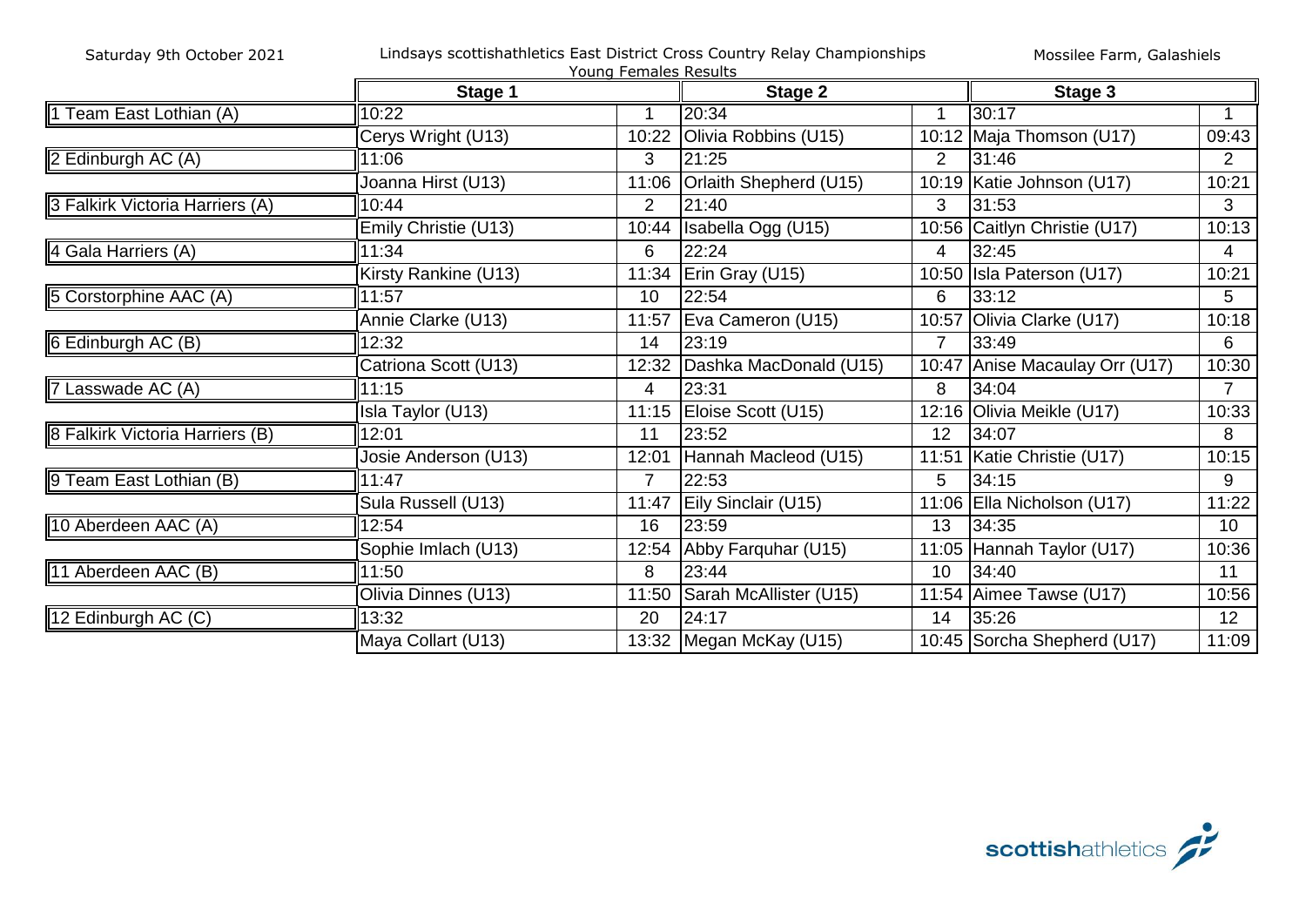Saturday 9th October 2021

# Lindsays scottishathletics East District Cross Country Relay Championships

## Young Females Results

Mossilee Farm, Galashiels

| | Stage 1 | | Stage 2 | | Stage 3 | |
|---|---|---|---|---|---|---|
| 1 Team East Lothian (A) | 10:22 | 1 | 20:34 | 1 | 30:17 | 1 |
| | Cerys Wright (U13) | 10:22 | Olivia Robbins (U15) | 10:12 | Maja Thomson (U17) | 09:43 |
| 2 Edinburgh AC (A) | 11:06 | 3 | 21:25 | 2 | 31:46 | 2 |
| | Joanna Hirst (U13) | 11:06 | Orlaith Shepherd (U15) | 10:19 | Katie Johnson (U17) | 10:21 |
| 3 Falkirk Victoria Harriers (A) | 10:44 | 2 | 21:40 | 3 | 31:53 | 3 |
| | Emily Christie (U13) | 10:44 | Isabella Ogg (U15) | 10:56 | Caitlyn Christie (U17) | 10:13 |
| 4 Gala Harriers (A) | 11:34 | 6 | 22:24 | 4 | 32:45 | 4 |
| | Kirsty Rankine (U13) | 11:34 | Erin Gray (U15) | 10:50 | Isla Paterson (U17) | 10:21 |
| 5 Corstorphine AAC (A) | 11:57 | 10 | 22:54 | 6 | 33:12 | 5 |
| | Annie Clarke (U13) | 11:57 | Eva Cameron (U15) | 10:57 | Olivia Clarke (U17) | 10:18 |
| 6 Edinburgh AC (B) | 12:32 | 14 | 23:19 | 7 | 33:49 | 6 |
| | Catriona Scott (U13) | 12:32 | Dashka MacDonald (U15) | 10:47 | Anise Macaulay Orr (U17) | 10:30 |
| 7 Lasswade AC (A) | 11:15 | 4 | 23:31 | 8 | 34:04 | 7 |
| | Isla Taylor (U13) | 11:15 | Eloise Scott (U15) | 12:16 | Olivia Meikle (U17) | 10:33 |
| 8 Falkirk Victoria Harriers (B) | 12:01 | 11 | 23:52 | 12 | 34:07 | 8 |
| | Josie Anderson (U13) | 12:01 | Hannah Macleod (U15) | 11:51 | Katie Christie (U17) | 10:15 |
| 9 Team East Lothian (B) | 11:47 | 7 | 22:53 | 5 | 34:15 | 9 |
| | Sula Russell (U13) | 11:47 | Eily Sinclair (U15) | 11:06 | Ella Nicholson (U17) | 11:22 |
| 10 Aberdeen AAC (A) | 12:54 | 16 | 23:59 | 13 | 34:35 | 10 |
| | Sophie Imlach (U13) | 12:54 | Abby Farquhar (U15) | 11:05 | Hannah Taylor (U17) | 10:36 |
| 11 Aberdeen AAC (B) | 11:50 | 8 | 23:44 | 10 | 34:40 | 11 |
| | Olivia Dinnes (U13) | 11:50 | Sarah McAllister (U15) | 11:54 | Aimee Tawse (U17) | 10:56 |
| 12 Edinburgh AC (C) | 13:32 | 20 | 24:17 | 14 | 35:26 | 12 |
| | Maya Collart (U13) | 13:32 | Megan McKay (U15) | 10:45 | Sorcha Shepherd (U17) | 11:09 |

scottishathletics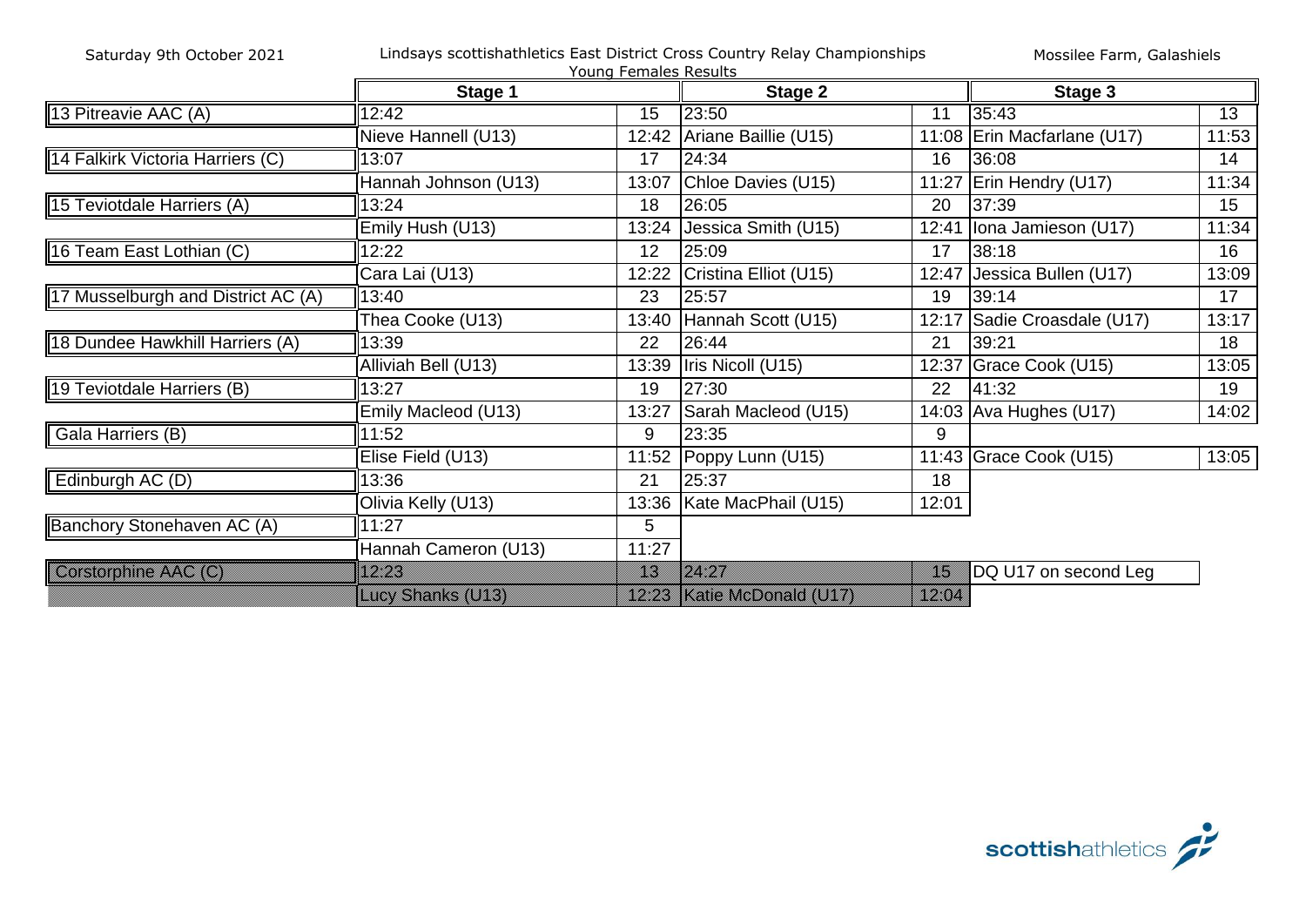Saturday 9th October 2021 — Lindsays scottishathletics East District Cross Country Relay Championships — Mossilee Farm, Galashiels

Young Females Results

| | Stage 1 | | Stage 2 | | Stage 3 | |
|---|---|---|---|---|---|---|
| 13 Pitreavie AAC (A) | 12:42 | 15 | 23:50 | 11 | 35:43 | 13 |
| | Nieve Hannell (U13) | 12:42 | Ariane Baillie (U15) | 11:08 | Erin Macfarlane (U17) | 11:53 |
| 14 Falkirk Victoria Harriers (C) | 13:07 | 17 | 24:34 | 16 | 36:08 | 14 |
| | Hannah Johnson (U13) | 13:07 | Chloe Davies (U15) | 11:27 | Erin Hendry (U17) | 11:34 |
| 15 Teviotdale Harriers (A) | 13:24 | 18 | 26:05 | 20 | 37:39 | 15 |
| | Emily Hush (U13) | 13:24 | Jessica Smith (U15) | 12:41 | Iona Jamieson (U17) | 11:34 |
| 16 Team East Lothian (C) | 12:22 | 12 | 25:09 | 17 | 38:18 | 16 |
| | Cara Lai (U13) | 12:22 | Cristina Elliot (U15) | 12:47 | Jessica Bullen (U17) | 13:09 |
| 17 Musselburgh and District AC (A) | 13:40 | 23 | 25:57 | 19 | 39:14 | 17 |
| | Thea Cooke (U13) | 13:40 | Hannah Scott (U15) | 12:17 | Sadie Croasdale (U17) | 13:17 |
| 18 Dundee Hawkhill Harriers (A) | 13:39 | 22 | 26:44 | 21 | 39:21 | 18 |
| | Alliviah Bell (U13) | 13:39 | Iris Nicoll (U15) | 12:37 | Grace Cook (U15) | 13:05 |
| 19 Teviotdale Harriers (B) | 13:27 | 19 | 27:30 | 22 | 41:32 | 19 |
| | Emily Macleod (U13) | 13:27 | Sarah Macleod (U15) | 14:03 | Ava Hughes (U17) | 14:02 |
| Gala Harriers (B) | 11:52 | 9 | 23:35 | 9 | | |
| | Elise Field (U13) | 11:52 | Poppy Lunn (U15) | 11:43 | Grace Cook (U15) | 13:05 |
| Edinburgh AC (D) | 13:36 | 21 | 25:37 | 18 | | |
| | Olivia Kelly (U13) | 13:36 | Kate MacPhail (U15) | 12:01 | | |
| Banchory Stonehaven AC (A) | 11:27 | 5 | | | | |
| | Hannah Cameron (U13) | 11:27 | | | | |
| Corstorphine AAC (C) | 12:23 | 13 | 24:27 | 15 | DQ U17 on second Leg | |
| | Lucy Shanks (U13) | 12:23 | Katie McDonald (U17) | 12:04 | | |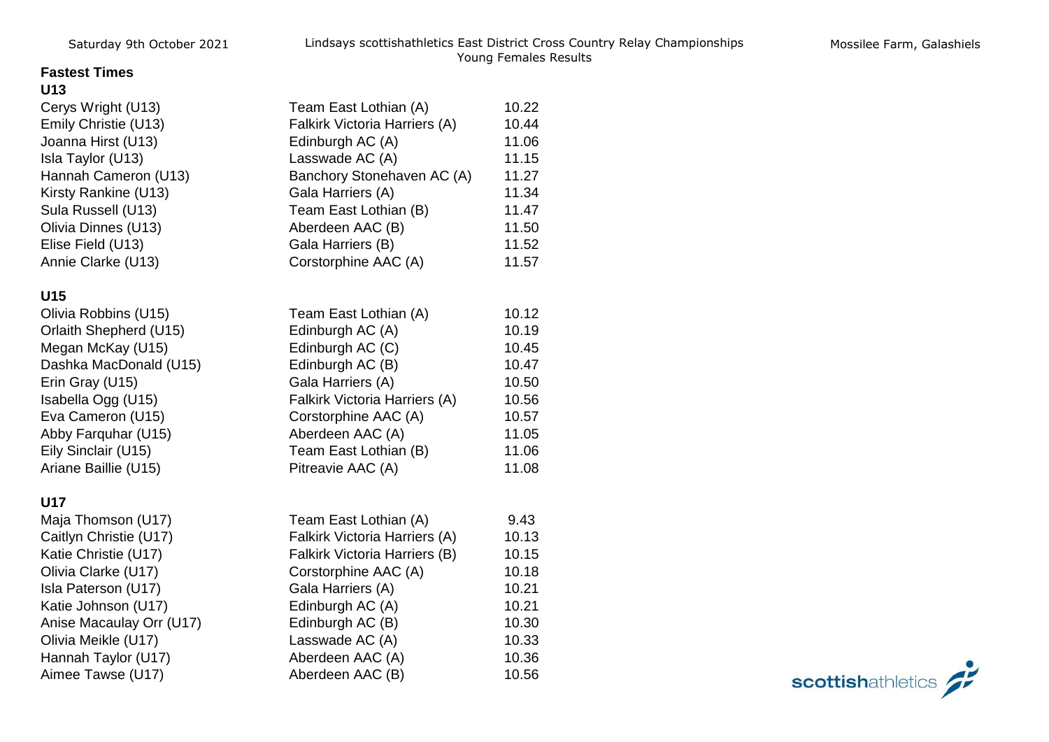Saturday 9th October 2021

Lindsays scottishathletics East District Cross Country Relay Championships
Young Females Results

Mossilee Farm, Galashiels

## Fastest Times

### U13

| | | |
|---|---|---|
| Cerys Wright (U13) | Team East Lothian (A) | 10.22 |
| Emily Christie (U13) | Falkirk Victoria Harriers (A) | 10.44 |
| Joanna Hirst (U13) | Edinburgh AC (A) | 11.06 |
| Isla Taylor (U13) | Lasswade AC (A) | 11.15 |
| Hannah Cameron (U13) | Banchory Stonehaven AC (A) | 11.27 |
| Kirsty Rankine (U13) | Gala Harriers (A) | 11.34 |
| Sula Russell (U13) | Team East Lothian (B) | 11.47 |
| Olivia Dinnes (U13) | Aberdeen AAC (B) | 11.50 |
| Elise Field (U13) | Gala Harriers (B) | 11.52 |
| Annie Clarke (U13) | Corstorphine AAC (A) | 11.57 |

### U15

| | | |
|---|---|---|
| Olivia Robbins (U15) | Team East Lothian (A) | 10.12 |
| Orlaith Shepherd (U15) | Edinburgh AC (A) | 10.19 |
| Megan McKay (U15) | Edinburgh AC (C) | 10.45 |
| Dashka MacDonald (U15) | Edinburgh AC (B) | 10.47 |
| Erin Gray (U15) | Gala Harriers (A) | 10.50 |
| Isabella Ogg (U15) | Falkirk Victoria Harriers (A) | 10.56 |
| Eva Cameron (U15) | Corstorphine AAC (A) | 10.57 |
| Abby Farquhar (U15) | Aberdeen AAC (A) | 11.05 |
| Eily Sinclair (U15) | Team East Lothian (B) | 11.06 |
| Ariane Baillie (U15) | Pitreavie AAC (A) | 11.08 |

### U17

| | | |
|---|---|---|
| Maja Thomson (U17) | Team East Lothian (A) | 9.43 |
| Caitlyn Christie (U17) | Falkirk Victoria Harriers (A) | 10.13 |
| Katie Christie (U17) | Falkirk Victoria Harriers (B) | 10.15 |
| Olivia Clarke (U17) | Corstorphine AAC (A) | 10.18 |
| Isla Paterson (U17) | Gala Harriers (A) | 10.21 |
| Katie Johnson (U17) | Edinburgh AC (A) | 10.21 |
| Anise Macaulay Orr (U17) | Edinburgh AC (B) | 10.30 |
| Olivia Meikle (U17) | Lasswade AC (A) | 10.33 |
| Hannah Taylor (U17) | Aberdeen AAC (A) | 10.36 |
| Aimee Tawse (U17) | Aberdeen AAC (B) | 10.56 |